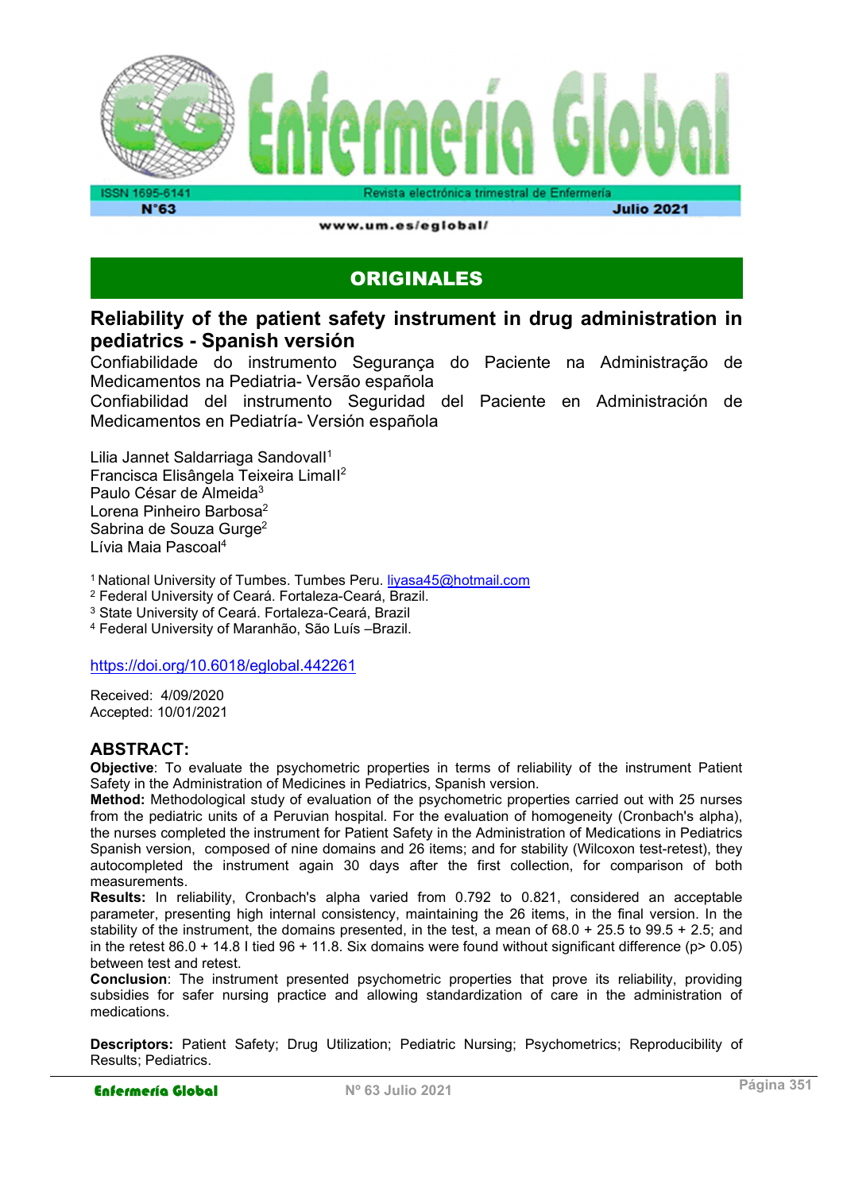## ORIGINALES

# Reliability of the patient safety instrument in drug administration in pediatrics - Spanish versión

Confiabilidade do instrumento Segurança do Paciente na Administração de Medicamentos na Pediatria- Versão española

Confiabilidad del instrumento Seguridad del Paciente en Administración de Medicamentos en Pediatría- Versión española

Lilia Jannet Saldarriaga Sandovall[1]
Francisca Elisângela Teixeira LimalI[2]
Paulo César de Almeida[3]
Lorena Pinheiro Barbosa[2]
Sabrina de Souza Gurge[2]
Lívia Maia Pascoal[4]

[1] National University of Tumbes. Tumbes Peru. liyasa45@hotmail.com
[2] Federal University of Ceará. Fortaleza-Ceará, Brazil.
[3] State University of Ceará. Fortaleza-Ceará, Brazil
[4] Federal University of Maranhão, São Luís –Brazil.

https://doi.org/10.6018/eglobal.442261

Received: 4/09/2020
Accepted: 10/01/2021

## ABSTRACT:

**Objective**: To evaluate the psychometric properties in terms of reliability of the instrument Patient Safety in the Administration of Medicines in Pediatrics, Spanish version.

**Method:** Methodological study of evaluation of the psychometric properties carried out with 25 nurses from the pediatric units of a Peruvian hospital. For the evaluation of homogeneity (Cronbach's alpha), the nurses completed the instrument for Patient Safety in the Administration of Medications in Pediatrics Spanish version, composed of nine domains and 26 items; and for stability (Wilcoxon test-retest), they autocompleted the instrument again 30 days after the first collection, for comparison of both measurements.

**Results:** In reliability, Cronbach's alpha varied from 0.792 to 0.821, considered an acceptable parameter, presenting high internal consistency, maintaining the 26 items, in the final version. In the stability of the instrument, the domains presented, in the test, a mean of 68.0 + 25.5 to 99.5 + 2.5; and in the retest 86.0 + 14.8 I tied 96 + 11.8. Six domains were found without significant difference ($p > 0.05$) between test and retest.

**Conclusion**: The instrument presented psychometric properties that prove its reliability, providing subsidies for safer nursing practice and allowing standardization of care in the administration of medications.

**Descriptors:** Patient Safety; Drug Utilization; Pediatric Nursing; Psychometrics; Reproducibility of Results; Pediatrics.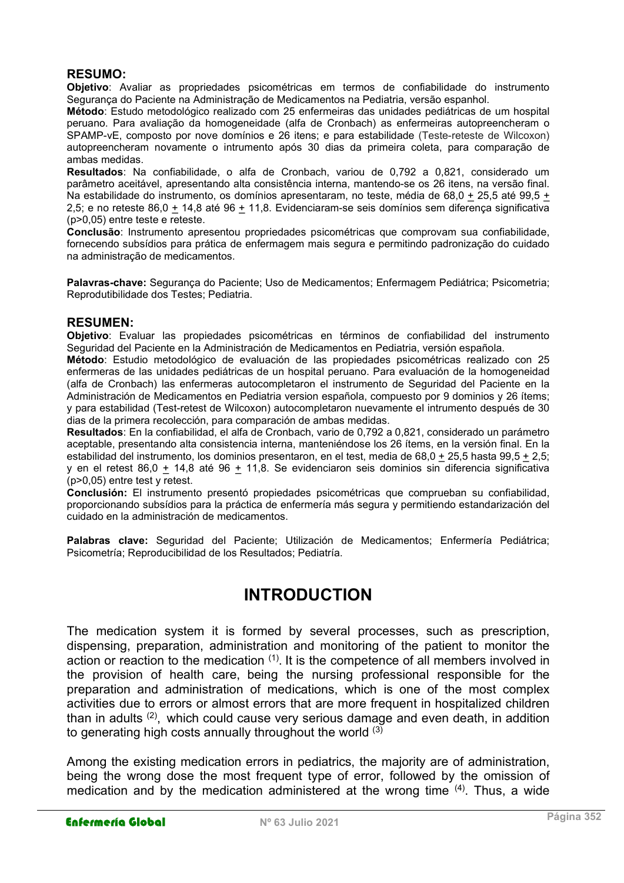## RESUMO:

**Objetivo**: Avaliar as propriedades psicométricas em termos de confiabilidade do instrumento Segurança do Paciente na Administração de Medicamentos na Pediatria, versão espanhol.

**Método**: Estudo metodológico realizado com 25 enfermeiras das unidades pediátricas de um hospital peruano. Para avaliação da homogeneidade (alfa de Cronbach) as enfermeiras autopreencheram o SPAMP-vE, composto por nove domínios e 26 itens; e para estabilidade (Teste-reteste de Wilcoxon) autopreencheram novamente o intrumento após 30 dias da primeira coleta, para comparação de ambas medidas.

**Resultados**: Na confiabilidade, o alfa de Cronbach, variou de 0,792 a 0,821, considerado um parâmetro aceitável, apresentando alta consistência interna, mantendo-se os 26 itens, na versão final. Na estabilidade do instrumento, os domínios apresentaram, no teste, média de 68,0 ± 25,5 até 99,5 ± 2,5; e no reteste 86,0 ± 14,8 até 96 ± 11,8. Evidenciaram-se seis domínios sem diferença significativa (p>0,05) entre teste e reteste.

**Conclusão**: Instrumento apresentou propriedades psicométricas que comprovam sua confiabilidade, fornecendo subsídios para prática de enfermagem mais segura e permitindo padronização do cuidado na administração de medicamentos.

**Palavras-chave:** Segurança do Paciente; Uso de Medicamentos; Enfermagem Pediátrica; Psicometria; Reprodutibilidade dos Testes; Pediatria.

## RESUMEN:

**Objetivo**: Evaluar las propiedades psicométricas en términos de confiabilidad del instrumento Seguridad del Paciente en la Administración de Medicamentos en Pediatria, versión española.

**Método**: Estudio metodológico de evaluación de las propiedades psicométricas realizado con 25 enfermeras de las unidades pediátricas de un hospital peruano. Para evaluación de la homogeneidad (alfa de Cronbach) las enfermeras autocompletaron el instrumento de Seguridad del Paciente en la Administración de Medicamentos en Pediatria version española, compuesto por 9 dominios y 26 ítems; y para estabilidad (Test-retest de Wilcoxon) autocompletaron nuevamente el intrumento después de 30 dias de la primera recolección, para comparación de ambas medidas.

**Resultados**: En la confiabilidad, el alfa de Cronbach, vario de 0,792 a 0,821, considerado un parámetro aceptable, presentando alta consistencia interna, manteniéndose los 26 ítems, en la versión final. En la estabilidad del instrumento, los dominios presentaron, en el test, media de 68,0 ± 25,5 hasta 99,5 ± 2,5; y en el retest 86,0 ± 14,8 até 96 ± 11,8. Se evidenciaron seis dominios sin diferencia significativa (p>0,05) entre test y retest.

**Conclusión:** El instrumento presentó propiedades psicométricas que comprueban su confiabilidad, proporcionando subsídios para la práctica de enfermería más segura y permitiendo estandarización del cuidado en la administración de medicamentos.

**Palabras clave:** Seguridad del Paciente; Utilización de Medicamentos; Enfermería Pediátrica; Psicometría; Reproducibilidad de los Resultados; Pediatría.

# INTRODUCTION

The medication system it is formed by several processes, such as prescription, dispensing, preparation, administration and monitoring of the patient to monitor the action or reaction to the medication [1]. It is the competence of all members involved in the provision of health care, being the nursing professional responsible for the preparation and administration of medications, which is one of the most complex activities due to errors or almost errors that are more frequent in hospitalized children than in adults [2], which could cause very serious damage and even death, in addition to generating high costs annually throughout the world [3]

Among the existing medication errors in pediatrics, the majority are of administration, being the wrong dose the most frequent type of error, followed by the omission of medication and by the medication administered at the wrong time [4]. Thus, a wide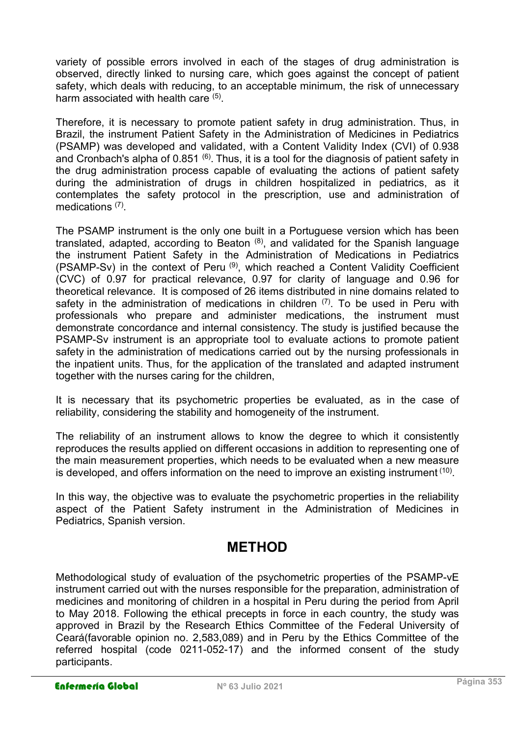variety of possible errors involved in each of the stages of drug administration is observed, directly linked to nursing care, which goes against the concept of patient safety, which deals with reducing, to an acceptable minimum, the risk of unnecessary harm associated with health care [(5)].

Therefore, it is necessary to promote patient safety in drug administration. Thus, in Brazil, the instrument Patient Safety in the Administration of Medicines in Pediatrics (PSAMP) was developed and validated, with a Content Validity Index (CVI) of 0.938 and Cronbach's alpha of 0.851 [(6)]. Thus, it is a tool for the diagnosis of patient safety in the drug administration process capable of evaluating the actions of patient safety during the administration of drugs in children hospitalized in pediatrics, as it contemplates the safety protocol in the prescription, use and administration of medications [(7)].

The PSAMP instrument is the only one built in a Portuguese version which has been translated, adapted, according to Beaton [(8)], and validated for the Spanish language the instrument Patient Safety in the Administration of Medications in Pediatrics (PSAMP-Sv) in the context of Peru [(9)], which reached a Content Validity Coefficient (CVC) of 0.97 for practical relevance, 0.97 for clarity of language and 0.96 for theoretical relevance. It is composed of 26 items distributed in nine domains related to safety in the administration of medications in children [(7)]. To be used in Peru with professionals who prepare and administer medications, the instrument must demonstrate concordance and internal consistency. The study is justified because the PSAMP-Sv instrument is an appropriate tool to evaluate actions to promote patient safety in the administration of medications carried out by the nursing professionals in the inpatient units. Thus, for the application of the translated and adapted instrument together with the nurses caring for the children,

It is necessary that its psychometric properties be evaluated, as in the case of reliability, considering the stability and homogeneity of the instrument.

The reliability of an instrument allows to know the degree to which it consistently reproduces the results applied on different occasions in addition to representing one of the main measurement properties, which needs to be evaluated when a new measure is developed, and offers information on the need to improve an existing instrument [(10)].

In this way, the objective was to evaluate the psychometric properties in the reliability aspect of the Patient Safety instrument in the Administration of Medicines in Pediatrics, Spanish version.

# METHOD

Methodological study of evaluation of the psychometric properties of the PSAMP-vE instrument carried out with the nurses responsible for the preparation, administration of medicines and monitoring of children in a hospital in Peru during the period from April to May 2018. Following the ethical precepts in force in each country, the study was approved in Brazil by the Research Ethics Committee of the Federal University of Ceará(favorable opinion no. 2,583,089) and in Peru by the Ethics Committee of the referred hospital (code 0211-052-17) and the informed consent of the study participants.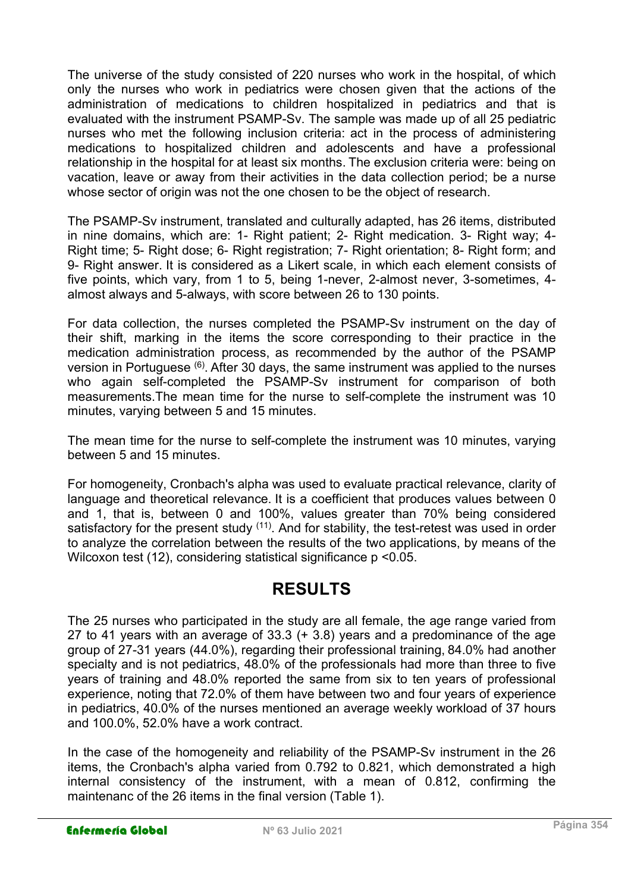The universe of the study consisted of 220 nurses who work in the hospital, of which only the nurses who work in pediatrics were chosen given that the actions of the administration of medications to children hospitalized in pediatrics and that is evaluated with the instrument PSAMP-Sv. The sample was made up of all 25 pediatric nurses who met the following inclusion criteria: act in the process of administering medications to hospitalized children and adolescents and have a professional relationship in the hospital for at least six months. The exclusion criteria were: being on vacation, leave or away from their activities in the data collection period; be a nurse whose sector of origin was not the one chosen to be the object of research.

The PSAMP-Sv instrument, translated and culturally adapted, has 26 items, distributed in nine domains, which are: 1- Right patient; 2- Right medication. 3- Right way; 4- Right time; 5- Right dose; 6- Right registration; 7- Right orientation; 8- Right form; and 9- Right answer. It is considered as a Likert scale, in which each element consists of five points, which vary, from 1 to 5, being 1-never, 2-almost never, 3-sometimes, 4-almost always and 5-always, with score between 26 to 130 points.

For data collection, the nurses completed the PSAMP-Sv instrument on the day of their shift, marking in the items the score corresponding to their practice in the medication administration process, as recommended by the author of the PSAMP version in Portuguese [6]. After 30 days, the same instrument was applied to the nurses who again self-completed the PSAMP-Sv instrument for comparison of both measurements.The mean time for the nurse to self-complete the instrument was 10 minutes, varying between 5 and 15 minutes.

The mean time for the nurse to self-complete the instrument was 10 minutes, varying between 5 and 15 minutes.

For homogeneity, Cronbach's alpha was used to evaluate practical relevance, clarity of language and theoretical relevance. It is a coefficient that produces values between 0 and 1, that is, between 0 and 100%, values greater than 70% being considered satisfactory for the present study [11]. And for stability, the test-retest was used in order to analyze the correlation between the results of the two applications, by means of the Wilcoxon test (12), considering statistical significance $p < 0.05$.

# RESULTS

The 25 nurses who participated in the study are all female, the age range varied from 27 to 41 years with an average of 33.3 (+ 3.8) years and a predominance of the age group of 27-31 years (44.0%), regarding their professional training, 84.0% had another specialty and is not pediatrics, 48.0% of the professionals had more than three to five years of training and 48.0% reported the same from six to ten years of professional experience, noting that 72.0% of them have between two and four years of experience in pediatrics, 40.0% of the nurses mentioned an average weekly workload of 37 hours and 100.0%, 52.0% have a work contract.

In the case of the homogeneity and reliability of the PSAMP-Sv instrument in the 26 items, the Cronbach's alpha varied from 0.792 to 0.821, which demonstrated a high internal consistency of the instrument, with a mean of 0.812, confirming the maintenanc of the 26 items in the final version (Table 1).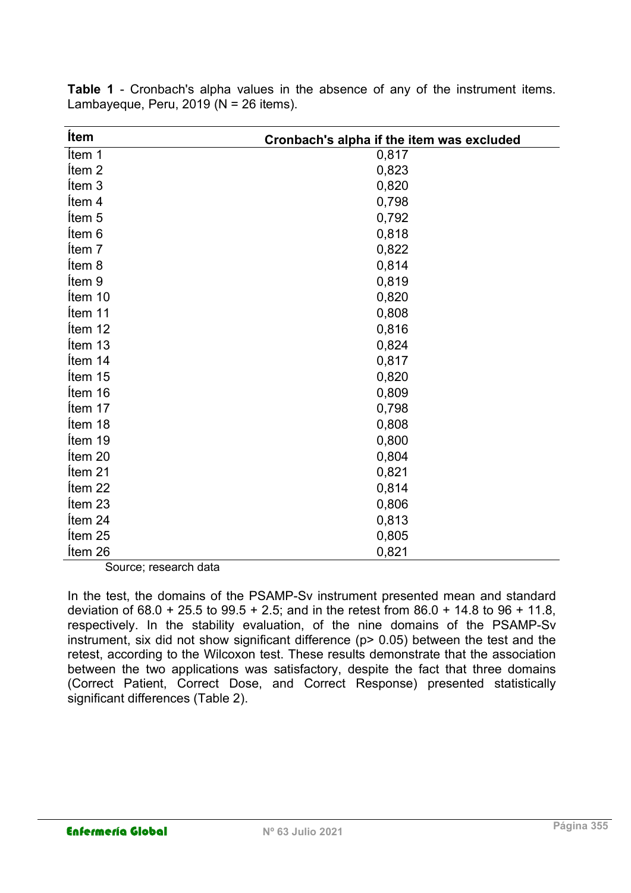**Table 1** - Cronbach's alpha values in the absence of any of the instrument items. Lambayeque, Peru, 2019 (N = 26 items).

| Ítem | Cronbach's alpha if the item was excluded |
|---|---|
| Ítem 1 | 0,817 |
| Ítem 2 | 0,823 |
| Ítem 3 | 0,820 |
| Ítem 4 | 0,798 |
| Ítem 5 | 0,792 |
| Ítem 6 | 0,818 |
| Ítem 7 | 0,822 |
| Ítem 8 | 0,814 |
| Ítem 9 | 0,819 |
| Ítem 10 | 0,820 |
| Ítem 11 | 0,808 |
| Ítem 12 | 0,816 |
| Ítem 13 | 0,824 |
| Ítem 14 | 0,817 |
| Ítem 15 | 0,820 |
| Ítem 16 | 0,809 |
| Ítem 17 | 0,798 |
| Ítem 18 | 0,808 |
| Ítem 19 | 0,800 |
| Ítem 20 | 0,804 |
| Ítem 21 | 0,821 |
| Ítem 22 | 0,814 |
| Ítem 23 | 0,806 |
| Ítem 24 | 0,813 |
| Ítem 25 | 0,805 |
| Ítem 26 | 0,821 |

Source; research data

In the test, the domains of the PSAMP-Sv instrument presented mean and standard deviation of 68.0 + 25.5 to 99.5 + 2.5; and in the retest from 86.0 + 14.8 to 96 + 11.8, respectively. In the stability evaluation, of the nine domains of the PSAMP-Sv instrument, six did not show significant difference ($p > 0.05$) between the test and the retest, according to the Wilcoxon test. These results demonstrate that the association between the two applications was satisfactory, despite the fact that three domains (Correct Patient, Correct Dose, and Correct Response) presented statistically significant differences (Table 2).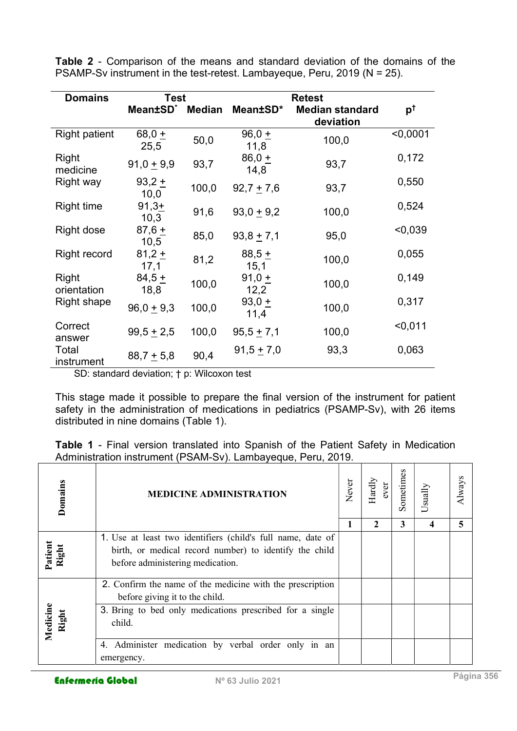**Table 2** - Comparison of the means and standard deviation of the domains of the PSAMP-Sv instrument in the test-retest. Lambayeque, Peru, 2019 (N = 25).

| Domains | Test | | Retest | | |
|---|---|---|---|---|---|
| | Mean±SD* | Median | Mean±SD* | Median standard deviation | p† |
| Right patient | 68,0 ± 25,5 | 50,0 | 96,0 ± 11,8 | 100,0 | <0,0001 |
| Right medicine | 91,0 ± 9,9 | 93,7 | 86,0 ± 14,8 | 93,7 | 0,172 |
| Right way | 93,2 ± 10,0 | 100,0 | 92,7 ± 7,6 | 93,7 | 0,550 |
| Right time | 91,3± 10,3 | 91,6 | 93,0 ± 9,2 | 100,0 | 0,524 |
| Right dose | 87,6 ± 10,5 | 85,0 | 93,8 ± 7,1 | 95,0 | <0,039 |
| Right record | 81,2 ± 17,1 | 81,2 | 88,5 ± 15,1 | 100,0 | 0,055 |
| Right orientation | 84,5 ± 18,8 | 100,0 | 91,0 ± 12,2 | 100,0 | 0,149 |
| Right shape | 96,0 ± 9,3 | 100,0 | 93,0 ± 11,4 | 100,0 | 0,317 |
| Correct answer | 99,5 ± 2,5 | 100,0 | 95,5 ± 7,1 | 100,0 | <0,011 |
| Total instrument | 88,7 ± 5,8 | 90,4 | 91,5 ± 7,0 | 93,3 | 0,063 |

SD: standard deviation; † p: Wilcoxon test

This stage made it possible to prepare the final version of the instrument for patient safety in the administration of medications in pediatrics (PSAMP-Sv), with 26 items distributed in nine domains (Table 1).

**Table 1** - Final version translated into Spanish of the Patient Safety in Medication Administration instrument (PSAM-Sv). Lambayeque, Peru, 2019.

| Domains | MEDICINE ADMINISTRATION | Never | Hardly ever | Sometimes | Usually | Always |
|---|---|---|---|---|---|---|
| | | 1 | 2 | 3 | 4 | 5 |
| Patient Right | 1. Use at least two identifiers (child's full name, date of birth, or medical record number) to identify the child before administering medication. | | | | | |
| Medicine Right | 2. Confirm the name of the medicine with the prescription before giving it to the child. | | | | | |
| | 3. Bring to bed only medications prescribed for a single child. | | | | | |
| | 4. Administer medication by verbal order only in an emergency. | | | | | |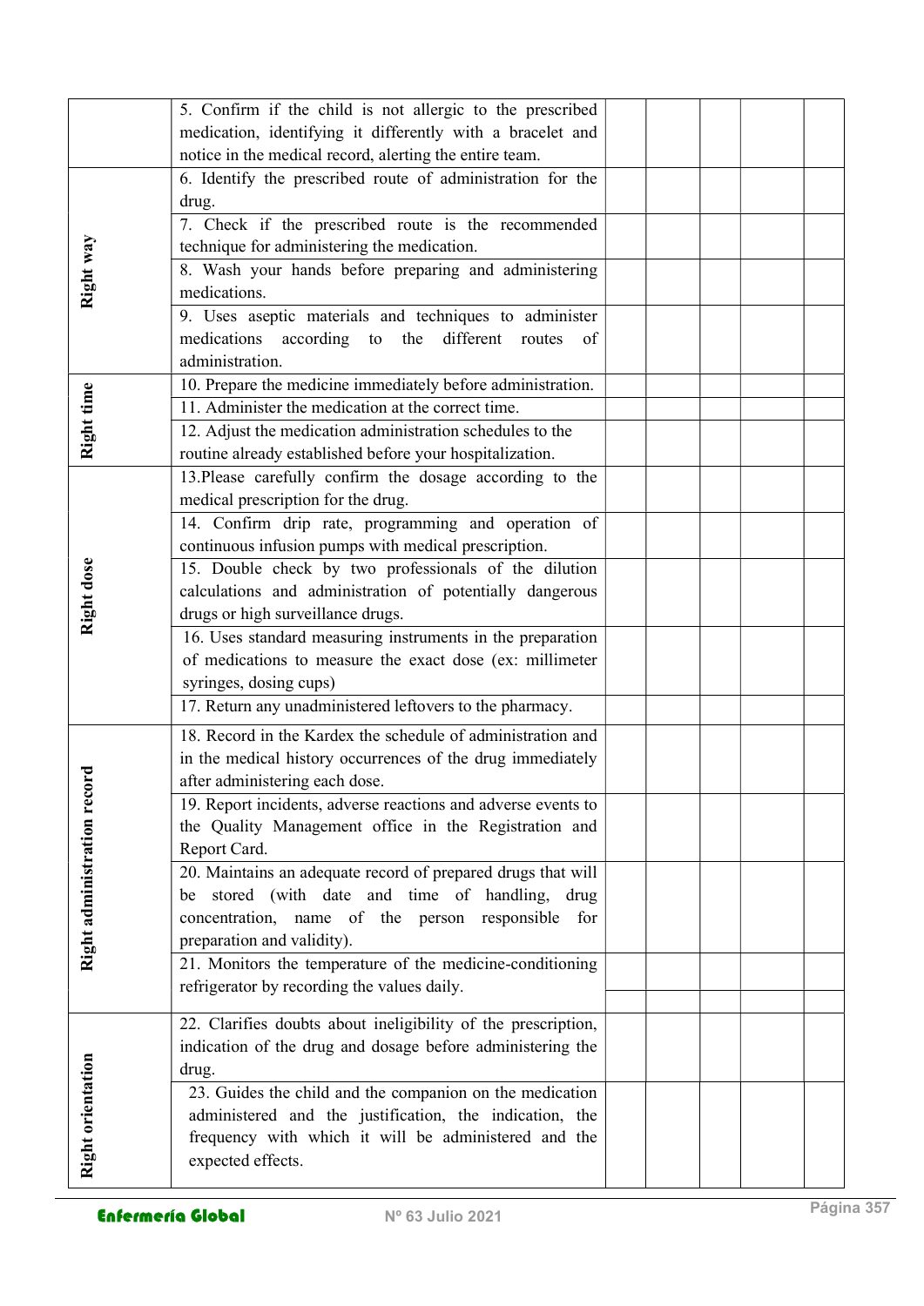| | | | | | | |
|---|---|---|---|---|---|---|
| | 5. Confirm if the child is not allergic to the prescribed medication, identifying it differently with a bracelet and notice in the medical record, alerting the entire team. | | | | | |
| **Right way** | 6. Identify the prescribed route of administration for the drug. | | | | | |
| | 7. Check if the prescribed route is the recommended technique for administering the medication. | | | | | |
| | 8. Wash your hands before preparing and administering medications. | | | | | |
| | 9. Uses aseptic materials and techniques to administer medications according to the different routes of administration. | | | | | |
| **Right time** | 10. Prepare the medicine immediately before administration. | | | | | |
| | 11. Administer the medication at the correct time. | | | | | |
| | 12. Adjust the medication administration schedules to the routine already established before your hospitalization. | | | | | |
| **Right dose** | 13.Please carefully confirm the dosage according to the medical prescription for the drug. | | | | | |
| | 14. Confirm drip rate, programming and operation of continuous infusion pumps with medical prescription. | | | | | |
| | 15. Double check by two professionals of the dilution calculations and administration of potentially dangerous drugs or high surveillance drugs. | | | | | |
| | 16. Uses standard measuring instruments in the preparation of medications to measure the exact dose (ex: millimeter syringes, dosing cups) | | | | | |
| | 17. Return any unadministered leftovers to the pharmacy. | | | | | |
| **Right administration record** | 18. Record in the Kardex the schedule of administration and in the medical history occurrences of the drug immediately after administering each dose. | | | | | |
| | 19. Report incidents, adverse reactions and adverse events to the Quality Management office in the Registration and Report Card. | | | | | |
| | 20. Maintains an adequate record of prepared drugs that will be stored (with date and time of handling, drug concentration, name of the person responsible for preparation and validity). | | | | | |
| | 21. Monitors the temperature of the medicine-conditioning refrigerator by recording the values daily. | | | | | |
| **Right orientation** | 22. Clarifies doubts about ineligibility of the prescription, indication of the drug and dosage before administering the drug. | | | | | |
| | 23. Guides the child and the companion on the medication administered and the justification, the indication, the frequency with which it will be administered and the expected effects. | | | | | |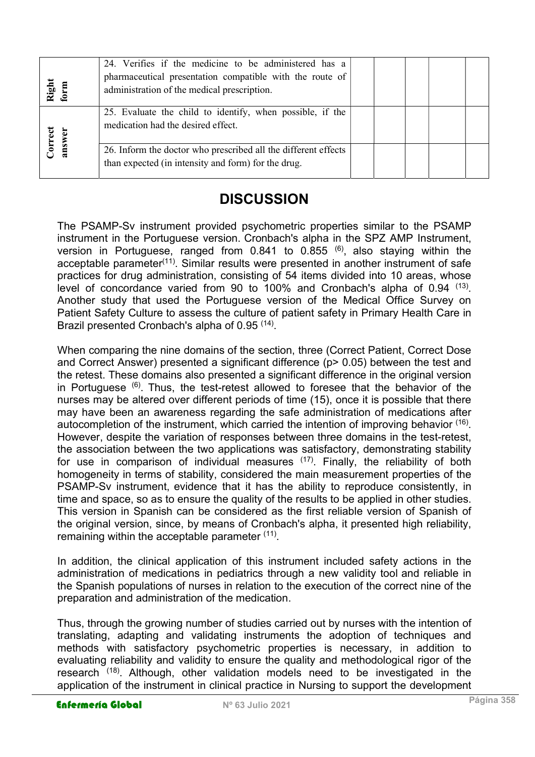| | | | | | | |
|---|---|---|---|---|---|---|
| Right form | 24. Verifies if the medicine to be administered has a pharmaceutical presentation compatible with the route of administration of the medical prescription. | | | | | |
| Correct answer | 25. Evaluate the child to identify, when possible, if the medication had the desired effect. | | | | | |
| | 26. Inform the doctor who prescribed all the different effects than expected (in intensity and form) for the drug. | | | | | |

# DISCUSSION

The PSAMP-Sv instrument provided psychometric properties similar to the PSAMP instrument in the Portuguese version. Cronbach's alpha in the SPZ AMP Instrument, version in Portuguese, ranged from 0.841 to 0.855 [6], also staying within the acceptable parameter[11]. Similar results were presented in another instrument of safe practices for drug administration, consisting of 54 items divided into 10 areas, whose level of concordance varied from 90 to 100% and Cronbach's alpha of 0.94 [13]. Another study that used the Portuguese version of the Medical Office Survey on Patient Safety Culture to assess the culture of patient safety in Primary Health Care in Brazil presented Cronbach's alpha of 0.95 [14].

When comparing the nine domains of the section, three (Correct Patient, Correct Dose and Correct Answer) presented a significant difference ($p > 0.05$) between the test and the retest. These domains also presented a significant difference in the original version in Portuguese [6]. Thus, the test-retest allowed to foresee that the behavior of the nurses may be altered over different periods of time (15), once it is possible that there may have been an awareness regarding the safe administration of medications after autocompletion of the instrument, which carried the intention of improving behavior [16]. However, despite the variation of responses between three domains in the test-retest, the association between the two applications was satisfactory, demonstrating stability for use in comparison of individual measures [17]. Finally, the reliability of both homogeneity in terms of stability, considered the main measurement properties of the PSAMP-Sv instrument, evidence that it has the ability to reproduce consistently, in time and space, so as to ensure the quality of the results to be applied in other studies. This version in Spanish can be considered as the first reliable version of Spanish of the original version, since, by means of Cronbach's alpha, it presented high reliability, remaining within the acceptable parameter [11].

In addition, the clinical application of this instrument included safety actions in the administration of medications in pediatrics through a new validity tool and reliable in the Spanish populations of nurses in relation to the execution of the correct nine of the preparation and administration of the medication.

Thus, through the growing number of studies carried out by nurses with the intention of translating, adapting and validating instruments the adoption of techniques and methods with satisfactory psychometric properties is necessary, in addition to evaluating reliability and validity to ensure the quality and methodological rigor of the research [18]. Although, other validation models need to be investigated in the application of the instrument in clinical practice in Nursing to support the development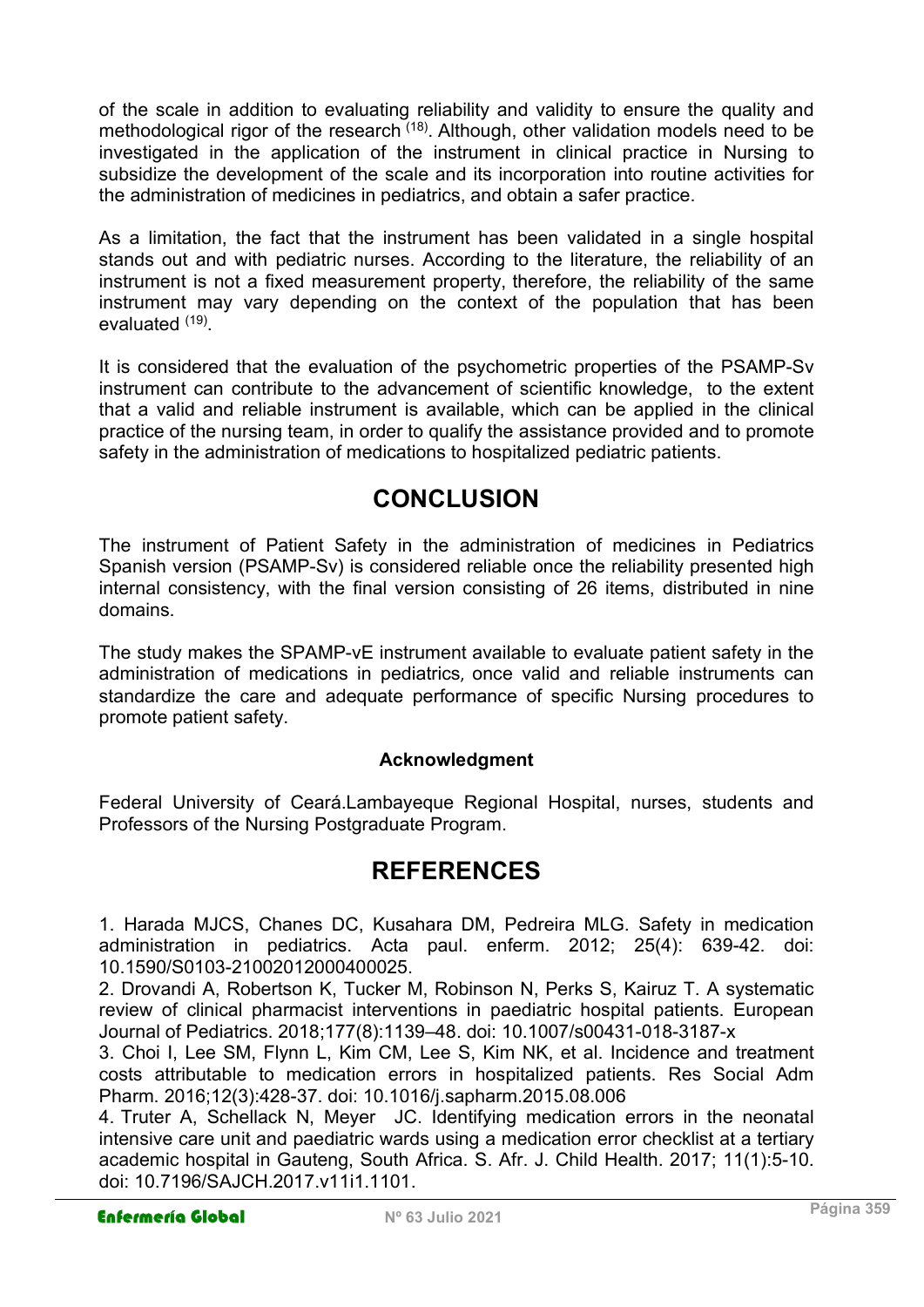of the scale in addition to evaluating reliability and validity to ensure the quality and methodological rigor of the research [18]. Although, other validation models need to be investigated in the application of the instrument in clinical practice in Nursing to subsidize the development of the scale and its incorporation into routine activities for the administration of medicines in pediatrics, and obtain a safer practice.

As a limitation, the fact that the instrument has been validated in a single hospital stands out and with pediatric nurses. According to the literature, the reliability of an instrument is not a fixed measurement property, therefore, the reliability of the same instrument may vary depending on the context of the population that has been evaluated [19].

It is considered that the evaluation of the psychometric properties of the PSAMP-Sv instrument can contribute to the advancement of scientific knowledge, to the extent that a valid and reliable instrument is available, which can be applied in the clinical practice of the nursing team, in order to qualify the assistance provided and to promote safety in the administration of medications to hospitalized pediatric patients.

# CONCLUSION

The instrument of Patient Safety in the administration of medicines in Pediatrics Spanish version (PSAMP-Sv) is considered reliable once the reliability presented high internal consistency, with the final version consisting of 26 items, distributed in nine domains.

The study makes the SPAMP-vE instrument available to evaluate patient safety in the administration of medications in pediatrics, once valid and reliable instruments can standardize the care and adequate performance of specific Nursing procedures to promote patient safety.

### Acknowledgment

Federal University of Ceará.Lambayeque Regional Hospital, nurses, students and Professors of the Nursing Postgraduate Program.

# REFERENCES

1. Harada MJCS, Chanes DC, Kusahara DM, Pedreira MLG. Safety in medication administration in pediatrics. Acta paul. enferm. 2012; 25(4): 639-42. doi: 10.1590/S0103-21002012000400025.
2. Drovandi A, Robertson K, Tucker M, Robinson N, Perks S, Kairuz T. A systematic review of clinical pharmacist interventions in paediatric hospital patients. European Journal of Pediatrics. 2018;177(8):1139–48. doi: 10.1007/s00431-018-3187-x
3. Choi I, Lee SM, Flynn L, Kim CM, Lee S, Kim NK, et al. Incidence and treatment costs attributable to medication errors in hospitalized patients. Res Social Adm Pharm. 2016;12(3):428-37. doi: 10.1016/j.sapharm.2015.08.006
4. Truter A, Schellack N, Meyer JC. Identifying medication errors in the neonatal intensive care unit and paediatric wards using a medication error checklist at a tertiary academic hospital in Gauteng, South Africa. S. Afr. J. Child Health. 2017; 11(1):5-10. doi: 10.7196/SAJCH.2017.v11i1.1101.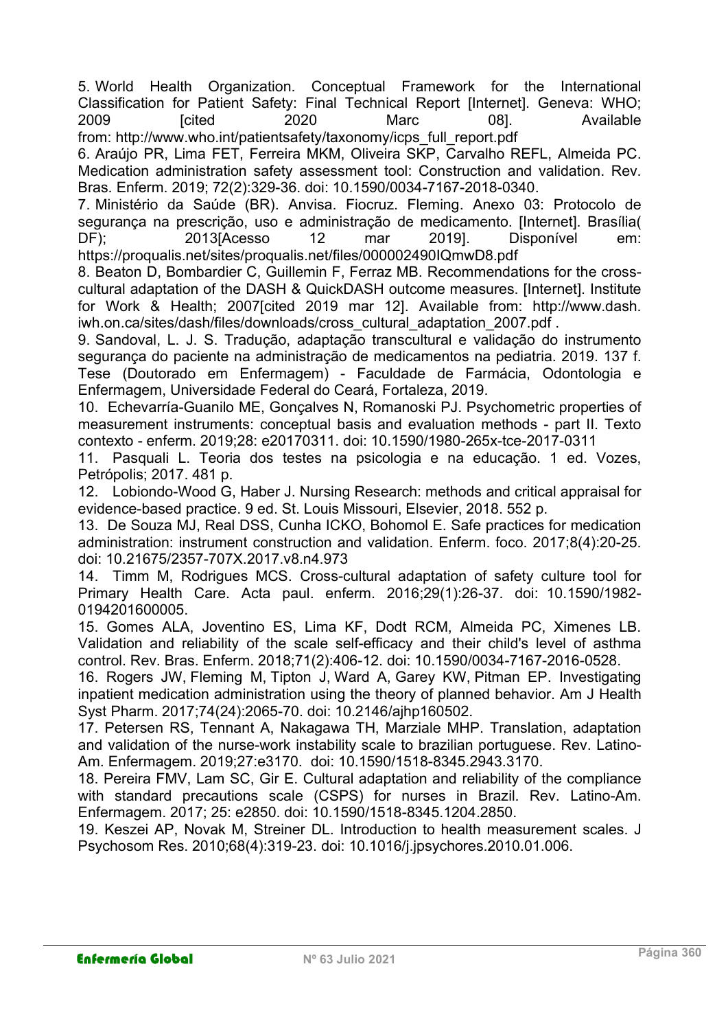5. World Health Organization. Conceptual Framework for the International Classification for Patient Safety: Final Technical Report [Internet]. Geneva: WHO; 2009 [cited 2020 Marc 08]. Available from: http://www.who.int/patientsafety/taxonomy/icps_full_report.pdf

6. Araújo PR, Lima FET, Ferreira MKM, Oliveira SKP, Carvalho REFL, Almeida PC. Medication administration safety assessment tool: Construction and validation. Rev. Bras. Enferm. 2019; 72(2):329-36. doi: 10.1590/0034-7167-2018-0340.

7. Ministério da Saúde (BR). Anvisa. Fiocruz. Fleming. Anexo 03: Protocolo de segurança na prescrição, uso e administração de medicamento. [Internet]. Brasília( DF); 2013[Acesso 12 mar 2019]. Disponível em: https://proqualis.net/sites/proqualis.net/files/000002490IQmwD8.pdf

8. Beaton D, Bombardier C, Guillemin F, Ferraz MB. Recommendations for the cross-cultural adaptation of the DASH & QuickDASH outcome measures. [Internet]. Institute for Work & Health; 2007[cited 2019 mar 12]. Available from: http://www.dash.iwh.on.ca/sites/dash/files/downloads/cross_cultural_adaptation_2007.pdf .

9. Sandoval, L. J. S. Tradução, adaptação transcultural e validação do instrumento segurança do paciente na administração de medicamentos na pediatria. 2019. 137 f. Tese (Doutorado em Enfermagem) - Faculdade de Farmácia, Odontologia e Enfermagem, Universidade Federal do Ceará, Fortaleza, 2019.

10. Echevarría-Guanilo ME, Gonçalves N, Romanoski PJ. Psychometric properties of measurement instruments: conceptual basis and evaluation methods - part II. Texto contexto - enferm. 2019;28: e20170311. doi: 10.1590/1980-265x-tce-2017-0311

11. Pasquali L. Teoria dos testes na psicologia e na educação. 1 ed. Vozes, Petrópolis; 2017. 481 p.

12. Lobiondo-Wood G, Haber J. Nursing Research: methods and critical appraisal for evidence-based practice. 9 ed. St. Louis Missouri, Elsevier, 2018. 552 p.

13. De Souza MJ, Real DSS, Cunha ICKO, Bohomol E. Safe practices for medication administration: instrument construction and validation. Enferm. foco. 2017;8(4):20-25. doi: 10.21675/2357-707X.2017.v8.n4.973

14. Timm M, Rodrigues MCS. Cross-cultural adaptation of safety culture tool for Primary Health Care. Acta paul. enferm. 2016;29(1):26-37. doi: 10.1590/1982-0194201600005.

15. Gomes ALA, Joventino ES, Lima KF, Dodt RCM, Almeida PC, Ximenes LB. Validation and reliability of the scale self-efficacy and their child's level of asthma control. Rev. Bras. Enferm. 2018;71(2):406-12. doi: 10.1590/0034-7167-2016-0528.

16. Rogers JW, Fleming M, Tipton J, Ward A, Garey KW, Pitman EP. Investigating inpatient medication administration using the theory of planned behavior. Am J Health Syst Pharm. 2017;74(24):2065-70. doi: 10.2146/ajhp160502.

17. Petersen RS, Tennant A, Nakagawa TH, Marziale MHP. Translation, adaptation and validation of the nurse-work instability scale to brazilian portuguese. Rev. Latino-Am. Enfermagem. 2019;27:e3170. doi: 10.1590/1518-8345.2943.3170.

18. Pereira FMV, Lam SC, Gir E. Cultural adaptation and reliability of the compliance with standard precautions scale (CSPS) for nurses in Brazil. Rev. Latino-Am. Enfermagem. 2017; 25: e2850. doi: 10.1590/1518-8345.1204.2850.

19. Keszei AP, Novak M, Streiner DL. Introduction to health measurement scales. J Psychosom Res. 2010;68(4):319-23. doi: 10.1016/j.jpsychores.2010.01.006.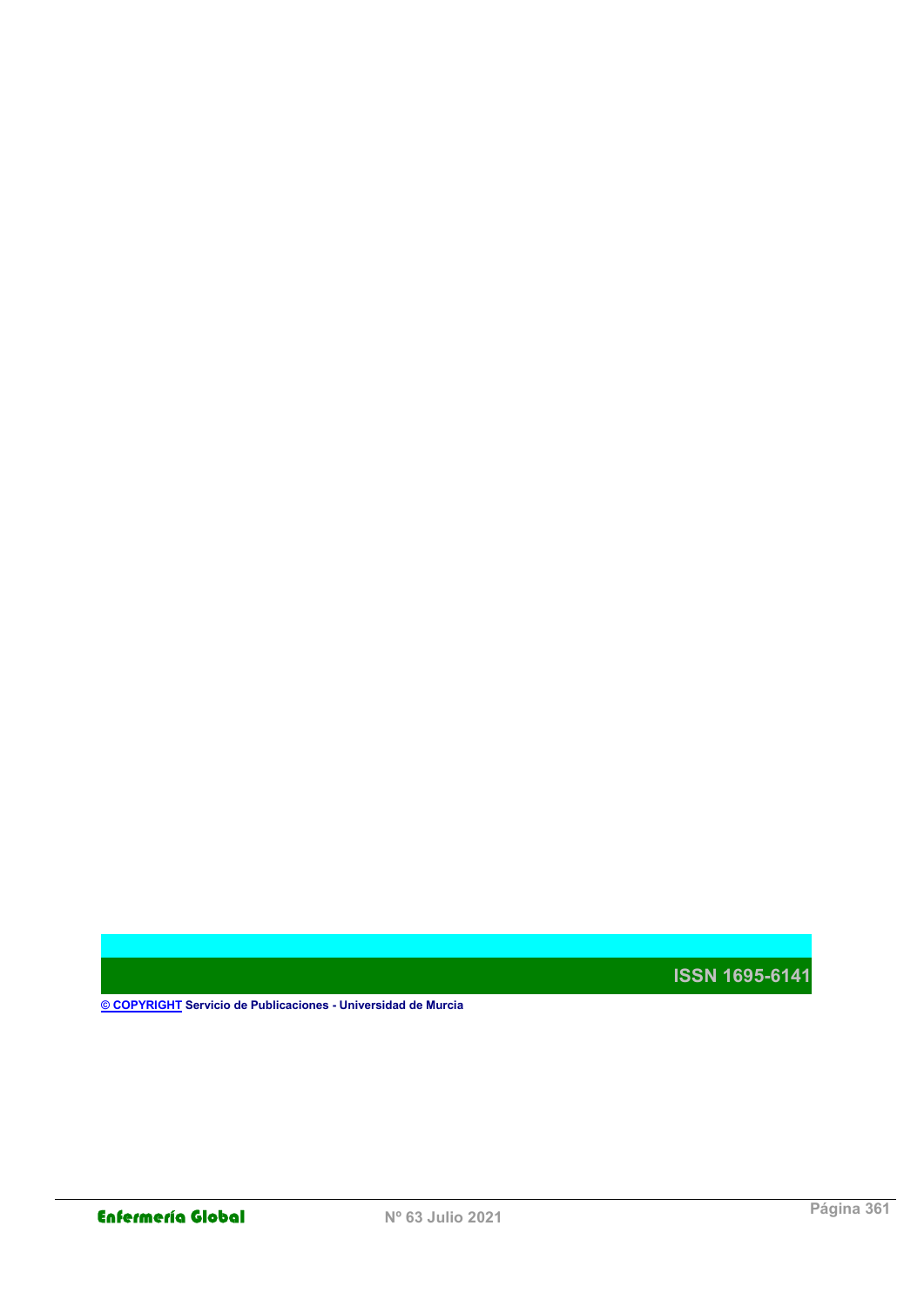ISSN 1695-6141

© COPYRIGHT Servicio de Publicaciones - Universidad de Murcia